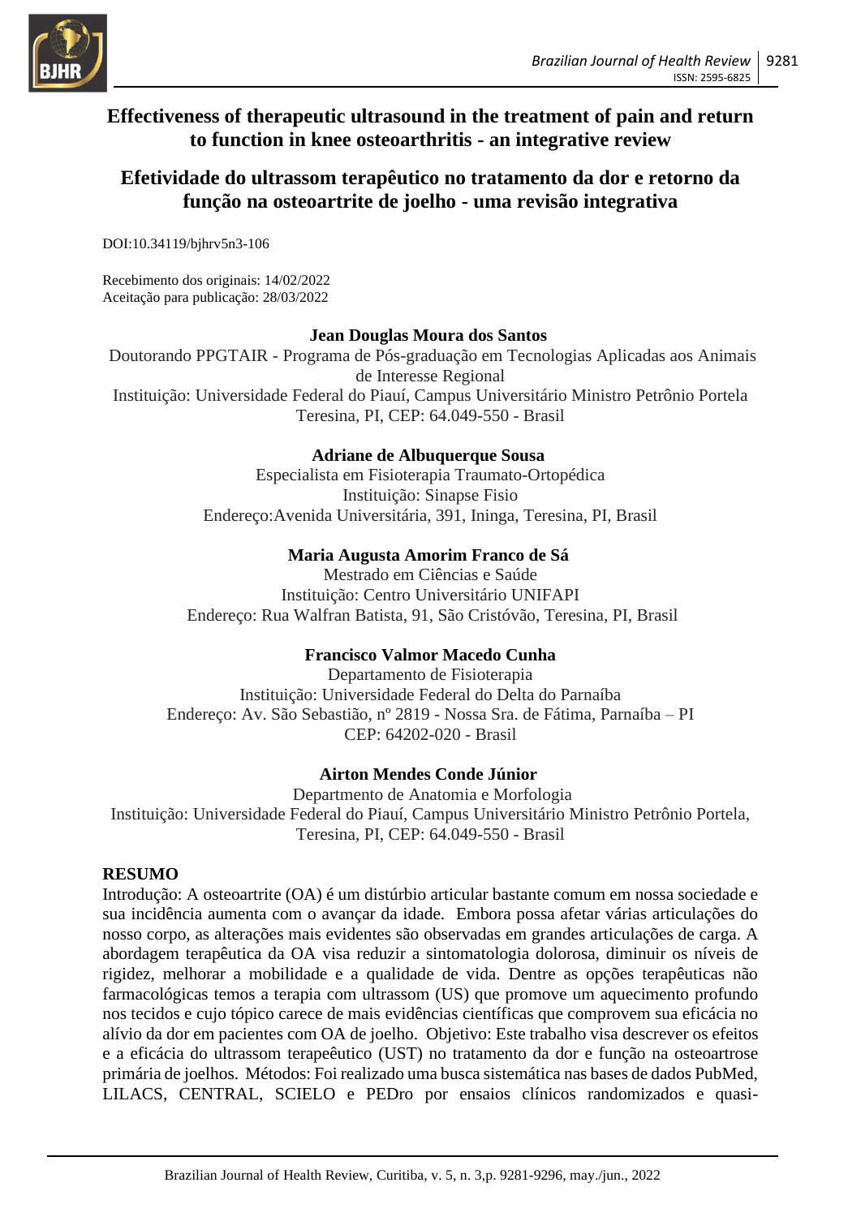# Effectiveness of therapeutic ultrasound in the treatment of pain and return to function in knee osteoarthritis - an integrative review

# Efetividade do ultrassom terapêutico no tratamento da dor e retorno da função na osteoartrite de joelho - uma revisão integrativa

DOI:10.34119/bjhrv5n3-106

Recebimento dos originais: 14/02/2022
Aceitação para publicação: 28/03/2022

**Jean Douglas Moura dos Santos**
Doutorando PPGTAIR - Programa de Pós-graduação em Tecnologias Aplicadas aos Animais de Interesse Regional
Instituição: Universidade Federal do Piauí, Campus Universitário Ministro Petrônio Portela
Teresina, PI, CEP: 64.049-550 - Brasil

**Adriane de Albuquerque Sousa**
Especialista em Fisioterapia Traumato-Ortopédica
Instituição: Sinapse Fisio
Endereço:Avenida Universitária, 391, Ininga, Teresina, PI, Brasil

**Maria Augusta Amorim Franco de Sá**
Mestrado em Ciências e Saúde
Instituição: Centro Universitário UNIFAPI
Endereço: Rua Walfran Batista, 91, São Cristóvão, Teresina, PI, Brasil

**Francisco Valmor Macedo Cunha**
Departamento de Fisioterapia
Instituição: Universidade Federal do Delta do Parnaíba
Endereço: Av. São Sebastião, nº 2819 - Nossa Sra. de Fátima, Parnaíba – PI
CEP: 64202-020 - Brasil

**Airton Mendes Conde Júnior**
Departmento de Anatomia e Morfologia
Instituição: Universidade Federal do Piauí, Campus Universitário Ministro Petrônio Portela,
Teresina, PI, CEP: 64.049-550 - Brasil

## RESUMO

Introdução: A osteoartrite (OA) é um distúrbio articular bastante comum em nossa sociedade e sua incidência aumenta com o avançar da idade. Embora possa afetar várias articulações do nosso corpo, as alterações mais evidentes são observadas em grandes articulações de carga. A abordagem terapêutica da OA visa reduzir a sintomatologia dolorosa, diminuir os níveis de rigidez, melhorar a mobilidade e a qualidade de vida. Dentre as opções terapêuticas não farmacológicas temos a terapia com ultrassom (US) que promove um aquecimento profundo nos tecidos e cujo tópico carece de mais evidências científicas que comprovem sua eficácia no alívio da dor em pacientes com OA de joelho. Objetivo: Este trabalho visa descrever os efeitos e a eficácia do ultrassom terapeêutico (UST) no tratamento da dor e função na osteoartrose primária de joelhos. Métodos: Foi realizado uma busca sistemática nas bases de dados PubMed, LILACS, CENTRAL, SCIELO e PEDro por ensaios clínicos randomizados e quasi-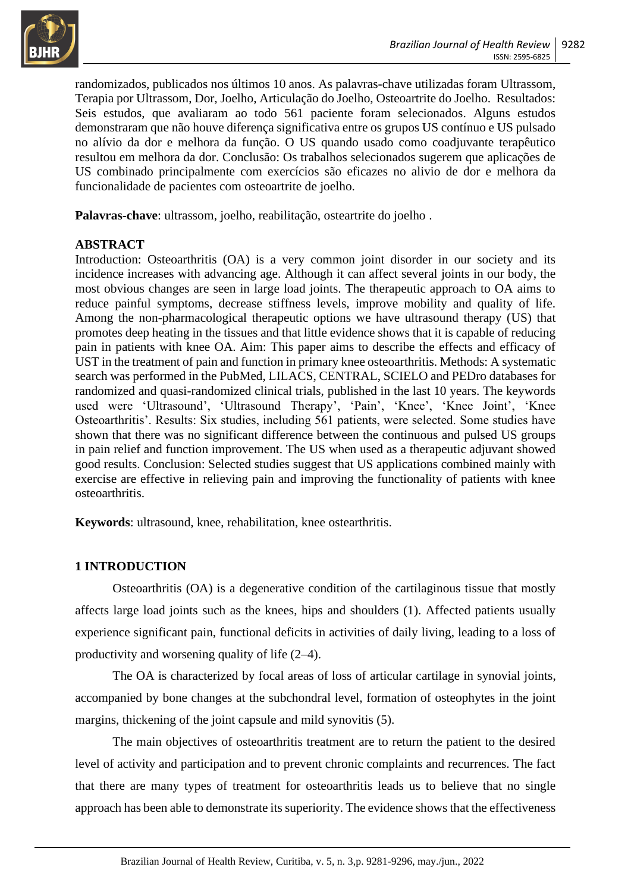randomizados, publicados nos últimos 10 anos. As palavras-chave utilizadas foram Ultrassom, Terapia por Ultrassom, Dor, Joelho, Articulação do Joelho, Osteoartrite do Joelho. Resultados: Seis estudos, que avaliaram ao todo 561 paciente foram selecionados. Alguns estudos demonstraram que não houve diferença significativa entre os grupos US contínuo e US pulsado no alívio da dor e melhora da função. O US quando usado como coadjuvante terapêutico resultou em melhora da dor. Conclusão: Os trabalhos selecionados sugerem que aplicações de US combinado principalmente com exercícios são eficazes no alivio de dor e melhora da funcionalidade de pacientes com osteoartrite de joelho.

**Palavras-chave**: ultrassom, joelho, reabilitação, osteartrite do joelho .

**ABSTRACT**

Introduction: Osteoarthritis (OA) is a very common joint disorder in our society and its incidence increases with advancing age. Although it can affect several joints in our body, the most obvious changes are seen in large load joints. The therapeutic approach to OA aims to reduce painful symptoms, decrease stiffness levels, improve mobility and quality of life. Among the non-pharmacological therapeutic options we have ultrasound therapy (US) that promotes deep heating in the tissues and that little evidence shows that it is capable of reducing pain in patients with knee OA. Aim: This paper aims to describe the effects and efficacy of UST in the treatment of pain and function in primary knee osteoarthritis. Methods: A systematic search was performed in the PubMed, LILACS, CENTRAL, SCIELO and PEDro databases for randomized and quasi-randomized clinical trials, published in the last 10 years. The keywords used were 'Ultrasound', 'Ultrasound Therapy', 'Pain', 'Knee', 'Knee Joint', 'Knee Osteoarthritis'. Results: Six studies, including 561 patients, were selected. Some studies have shown that there was no significant difference between the continuous and pulsed US groups in pain relief and function improvement. The US when used as a therapeutic adjuvant showed good results. Conclusion: Selected studies suggest that US applications combined mainly with exercise are effective in relieving pain and improving the functionality of patients with knee osteoarthritis.

**Keywords**: ultrasound, knee, rehabilitation, knee ostearthritis.

## 1 INTRODUCTION

Osteoarthritis (OA) is a degenerative condition of the cartilaginous tissue that mostly affects large load joints such as the knees, hips and shoulders (1). Affected patients usually experience significant pain, functional deficits in activities of daily living, leading to a loss of productivity and worsening quality of life (2–4).

The OA is characterized by focal areas of loss of articular cartilage in synovial joints, accompanied by bone changes at the subchondral level, formation of osteophytes in the joint margins, thickening of the joint capsule and mild synovitis (5).

The main objectives of osteoarthritis treatment are to return the patient to the desired level of activity and participation and to prevent chronic complaints and recurrences. The fact that there are many types of treatment for osteoarthritis leads us to believe that no single approach has been able to demonstrate its superiority. The evidence shows that the effectiveness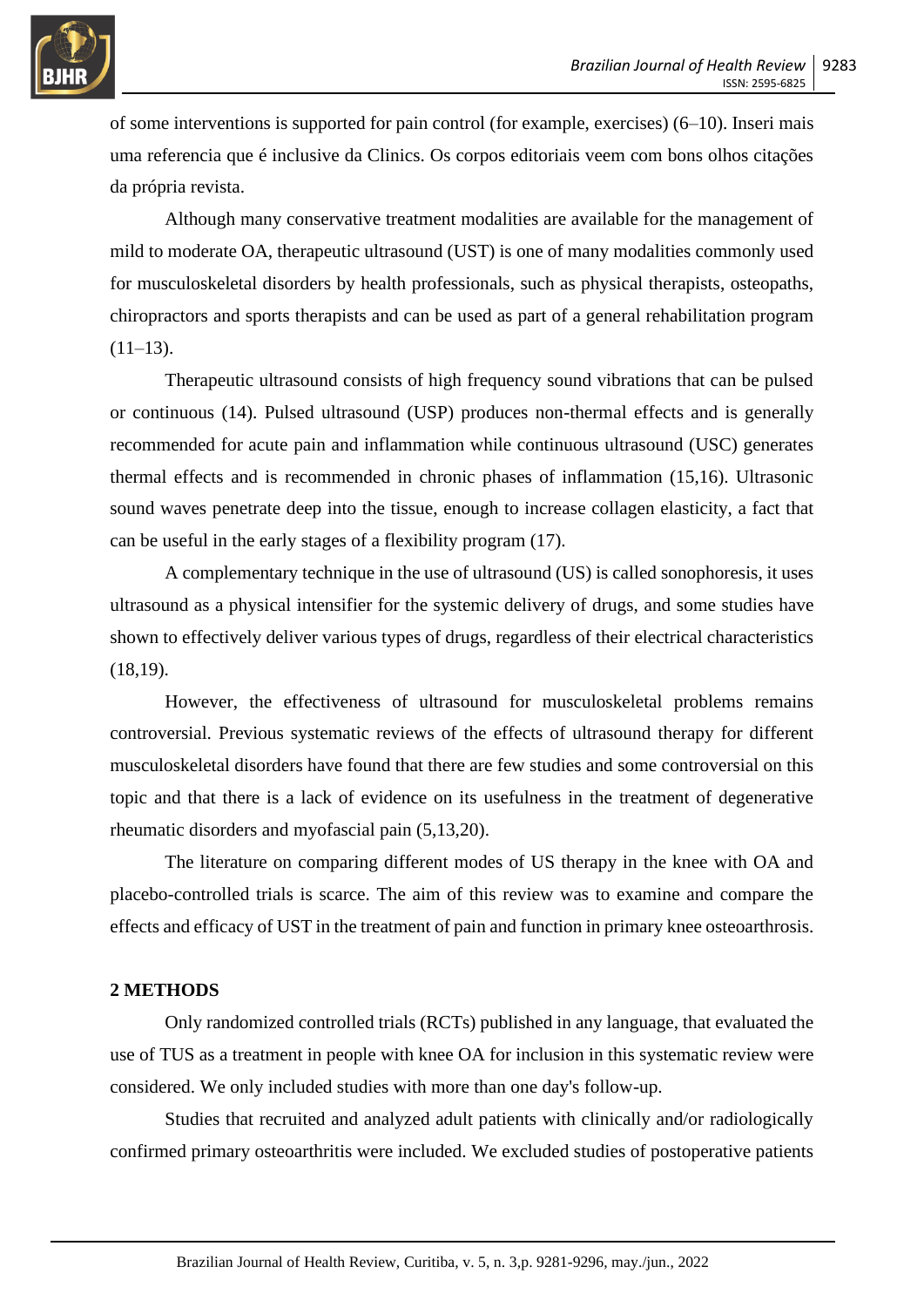of some interventions is supported for pain control (for example, exercises) (6–10). Inseri mais uma referencia que é inclusive da Clinics. Os corpos editoriais veem com bons olhos citações da própria revista.

Although many conservative treatment modalities are available for the management of mild to moderate OA, therapeutic ultrasound (UST) is one of many modalities commonly used for musculoskeletal disorders by health professionals, such as physical therapists, osteopaths, chiropractors and sports therapists and can be used as part of a general rehabilitation program (11–13).

Therapeutic ultrasound consists of high frequency sound vibrations that can be pulsed or continuous (14). Pulsed ultrasound (USP) produces non-thermal effects and is generally recommended for acute pain and inflammation while continuous ultrasound (USC) generates thermal effects and is recommended in chronic phases of inflammation (15,16). Ultrasonic sound waves penetrate deep into the tissue, enough to increase collagen elasticity, a fact that can be useful in the early stages of a flexibility program (17).

A complementary technique in the use of ultrasound (US) is called sonophoresis, it uses ultrasound as a physical intensifier for the systemic delivery of drugs, and some studies have shown to effectively deliver various types of drugs, regardless of their electrical characteristics (18,19).

However, the effectiveness of ultrasound for musculoskeletal problems remains controversial. Previous systematic reviews of the effects of ultrasound therapy for different musculoskeletal disorders have found that there are few studies and some controversial on this topic and that there is a lack of evidence on its usefulness in the treatment of degenerative rheumatic disorders and myofascial pain (5,13,20).

The literature on comparing different modes of US therapy in the knee with OA and placebo-controlled trials is scarce. The aim of this review was to examine and compare the effects and efficacy of UST in the treatment of pain and function in primary knee osteoarthrosis.

## 2 METHODS

Only randomized controlled trials (RCTs) published in any language, that evaluated the use of TUS as a treatment in people with knee OA for inclusion in this systematic review were considered. We only included studies with more than one day's follow-up.

Studies that recruited and analyzed adult patients with clinically and/or radiologically confirmed primary osteoarthritis were included. We excluded studies of postoperative patients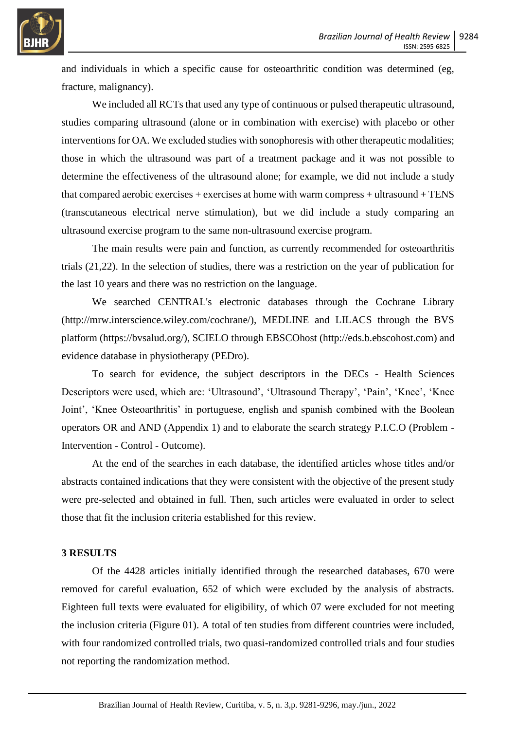and individuals in which a specific cause for osteoarthritic condition was determined (eg, fracture, malignancy).

We included all RCTs that used any type of continuous or pulsed therapeutic ultrasound, studies comparing ultrasound (alone or in combination with exercise) with placebo or other interventions for OA. We excluded studies with sonophoresis with other therapeutic modalities; those in which the ultrasound was part of a treatment package and it was not possible to determine the effectiveness of the ultrasound alone; for example, we did not include a study that compared aerobic exercises + exercises at home with warm compress + ultrasound + TENS (transcutaneous electrical nerve stimulation), but we did include a study comparing an ultrasound exercise program to the same non-ultrasound exercise program.

The main results were pain and function, as currently recommended for osteoarthritis trials (21,22). In the selection of studies, there was a restriction on the year of publication for the last 10 years and there was no restriction on the language.

We searched CENTRAL's electronic databases through the Cochrane Library (http://mrw.interscience.wiley.com/cochrane/), MEDLINE and LILACS through the BVS platform (https://bvsalud.org/), SCIELO through EBSCOhost (http://eds.b.ebscohost.com) and evidence database in physiotherapy (PEDro).

To search for evidence, the subject descriptors in the DECs - Health Sciences Descriptors were used, which are: 'Ultrasound', 'Ultrasound Therapy', 'Pain', 'Knee', 'Knee Joint', 'Knee Osteoarthritis' in portuguese, english and spanish combined with the Boolean operators OR and AND (Appendix 1) and to elaborate the search strategy P.I.C.O (Problem - Intervention - Control - Outcome).

At the end of the searches in each database, the identified articles whose titles and/or abstracts contained indications that they were consistent with the objective of the present study were pre-selected and obtained in full. Then, such articles were evaluated in order to select those that fit the inclusion criteria established for this review.

## 3 RESULTS

Of the 4428 articles initially identified through the researched databases, 670 were removed for careful evaluation, 652 of which were excluded by the analysis of abstracts. Eighteen full texts were evaluated for eligibility, of which 07 were excluded for not meeting the inclusion criteria (Figure 01). A total of ten studies from different countries were included, with four randomized controlled trials, two quasi-randomized controlled trials and four studies not reporting the randomization method.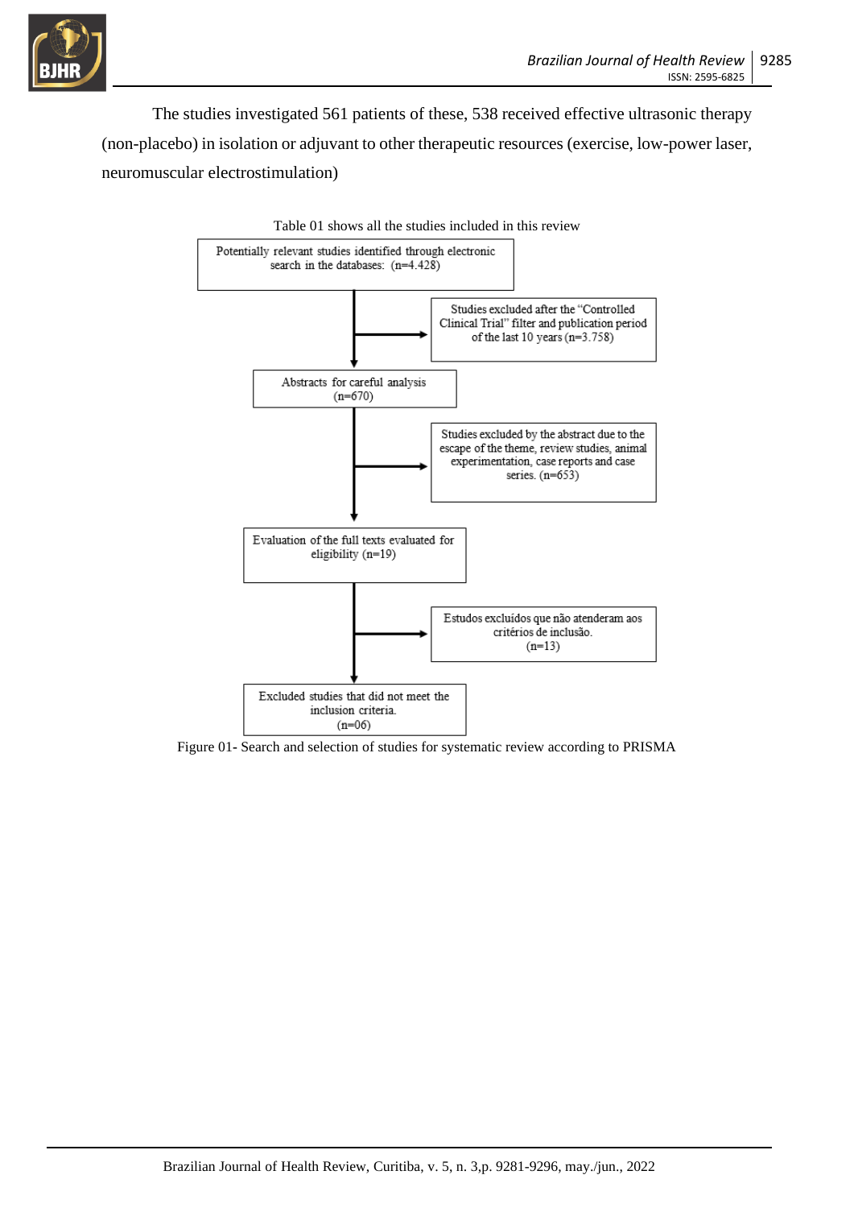The studies investigated 561 patients of these, 538 received effective ultrasonic therapy (non-placebo) in isolation or adjuvant to other therapeutic resources (exercise, low-power laser, neuromuscular electrostimulation)

Table 01 shows all the studies included in this review

Potentially relevant studies identified through electronic search in the databases: (n=4.428)

Studies excluded after the "Controlled Clinical Trial" filter and publication period of the last 10 years (n=3.758)

Abstracts for careful analysis (n=670)

Studies excluded by the abstract due to the escape of the theme, review studies, animal experimentation, case reports and case series. (n=653)

Evaluation of the full texts evaluated for eligibility (n=19)

Estudos excluídos que não atenderam aos critérios de inclusão. (n=13)

Excluded studies that did not meet the inclusion criteria. (n=06)

Figure 01- Search and selection of studies for systematic review according to PRISMA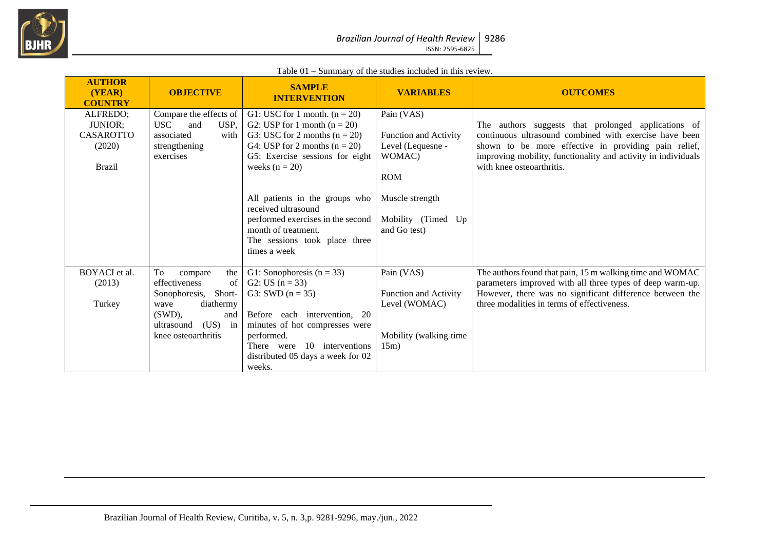Table 01 – Summary of the studies included in this review.

| AUTHOR (YEAR) COUNTRY | OBJECTIVE | SAMPLE INTERVENTION | VARIABLES | OUTCOMES |
|---|---|---|---|---|
| ALFREDO; JUNIOR; CASAROTTO (2020) Brazil | Compare the effects of USC and USP, associated with strengthening exercises | G1: USC for 1 month. (n = 20)<br>G2: USP for 1 month (n = 20)<br>G3: USC for 2 months (n = 20)<br>G4: USP for 2 months (n = 20)<br>G5: Exercise sessions for eight weeks (n = 20)<br><br>All patients in the groups who received ultrasound performed exercises in the second month of treatment.<br>The sessions took place three times a week | Pain (VAS)<br><br>Function and Activity Level (Lequesne - WOMAC)<br><br>ROM<br><br>Muscle strength<br><br>Mobility (Timed Up and Go test) | The authors suggests that prolonged applications of continuous ultrasound combined with exercise have been shown to be more effective in providing pain relief, improving mobility, functionality and activity in individuals with knee osteoarthritis. |
| BOYACI et al. (2013) Turkey | To compare the effectiveness of Sonophoresis, Short-wave diathermy (SWD), and ultrasound (US) in knee osteoarthritis | G1: Sonophoresis (n = 33)<br>G2: US (n = 33)<br>G3: SWD (n = 35)<br><br>Before each intervention, 20 minutes of hot compresses were performed.<br>There were 10 interventions distributed 05 days a week for 02 weeks. | Pain (VAS)<br><br>Function and Activity Level (WOMAC)<br><br>Mobility (walking time 15m) | The authors found that pain, 15 m walking time and WOMAC parameters improved with all three types of deep warm-up. However, there was no significant difference between the three modalities in terms of effectiveness. |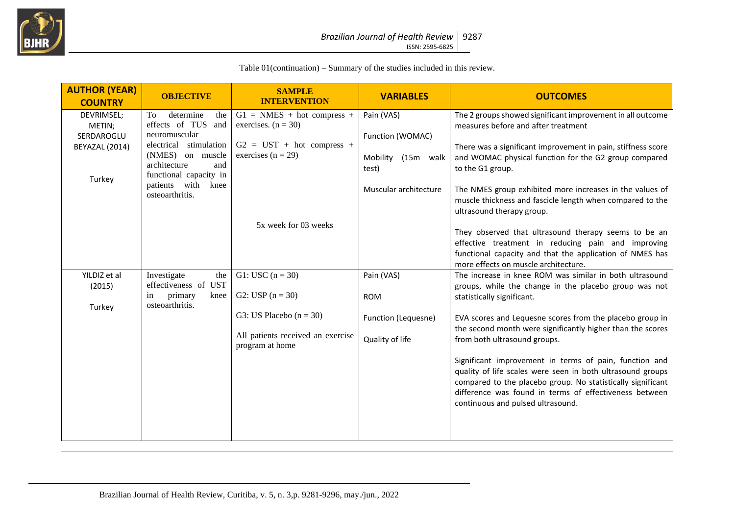Table 01(continuation) – Summary of the studies included in this review.

| AUTHOR (YEAR) COUNTRY | OBJECTIVE | SAMPLE INTERVENTION | VARIABLES | OUTCOMES |
|---|---|---|---|---|
| DEVRIMSEL; METIN; SERDAROGLU BEYAZAL (2014)<br><br>Turkey | To determine the effects of TUS and neuromuscular electrical stimulation (NMES) on muscle architecture and functional capacity in patients with knee osteoarthritis. | G1 = NMES + hot compress + exercises. (n = 30)<br><br>G2 = UST + hot compress + exercises (n = 29)<br><br>5x week for 03 weeks | Pain (VAS)<br><br>Function (WOMAC)<br><br>Mobility (15m walk test)<br><br>Muscular architecture | The 2 groups showed significant improvement in all outcome measures before and after treatment<br><br>There was a significant improvement in pain, stiffness score and WOMAC physical function for the G2 group compared to the G1 group.<br><br>The NMES group exhibited more increases in the values of muscle thickness and fascicle length when compared to the ultrasound therapy group.<br><br>They observed that ultrasound therapy seems to be an effective treatment in reducing pain and improving functional capacity and that the application of NMES has more effects on muscle architecture. |
| YILDIZ et al (2015)<br><br>Turkey | Investigate the effectiveness of UST in primary knee osteoarthritis. | G1: USC (n = 30)<br><br>G2: USP (n = 30)<br><br>G3: US Placebo (n = 30)<br><br>All patients received an exercise program at home | Pain (VAS)<br><br>ROM<br><br>Function (Lequesne)<br><br>Quality of life | The increase in knee ROM was similar in both ultrasound groups, while the change in the placebo group was not statistically significant.<br><br>EVA scores and Lequesne scores from the placebo group in the second month were significantly higher than the scores from both ultrasound groups.<br><br>Significant improvement in terms of pain, function and quality of life scales were seen in both ultrasound groups compared to the placebo group. No statistically significant difference was found in terms of effectiveness between continuous and pulsed ultrasound. |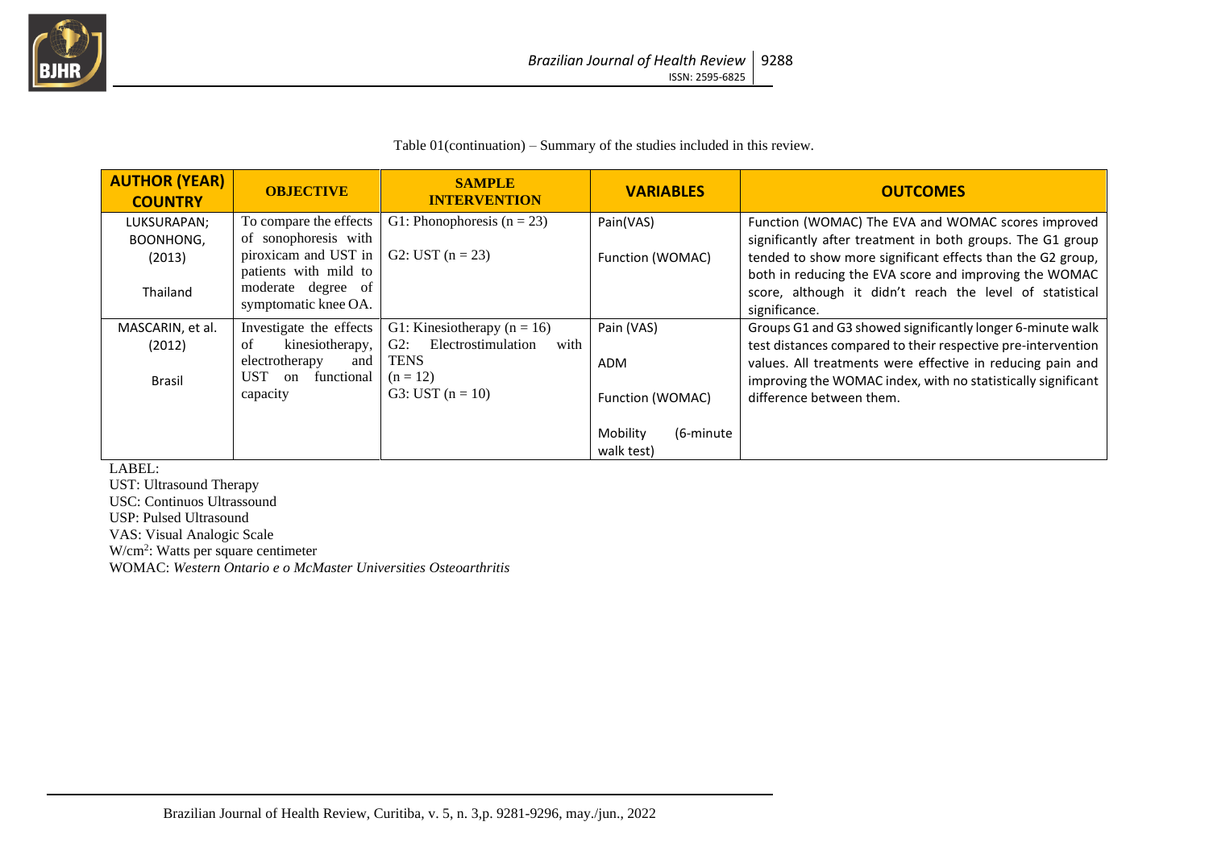Table 01(continuation) – Summary of the studies included in this review.

| AUTHOR (YEAR) COUNTRY | OBJECTIVE | SAMPLE INTERVENTION | VARIABLES | OUTCOMES |
|---|---|---|---|---|
| LUKSURAPAN; BOONHONG, (2013) Thailand | To compare the effects of sonophoresis with piroxicam and UST in patients with mild to moderate degree of symptomatic knee OA. | G1: Phonophoresis (n = 23) G2: UST (n = 23) | Pain(VAS) Function (WOMAC) | Function (WOMAC) The EVA and WOMAC scores improved significantly after treatment in both groups. The G1 group tended to show more significant effects than the G2 group, both in reducing the EVA score and improving the WOMAC score, although it didn't reach the level of statistical significance. |
| MASCARIN, et al. (2012) Brasil | Investigate the effects of kinesiotherapy, electrotherapy and UST on functional capacity | G1: Kinesiotherapy (n = 16) G2: Electrostimulation with TENS (n = 12) G3: UST (n = 10) | Pain (VAS) ADM Function (WOMAC) Mobility (6-minute walk test) | Groups G1 and G3 showed significantly longer 6-minute walk test distances compared to their respective pre-intervention values. All treatments were effective in reducing pain and improving the WOMAC index, with no statistically significant difference between them. |

LABEL:
UST: Ultrasound Therapy
USC: Continuos Ultrassound
USP: Pulsed Ultrasound
VAS: Visual Analogic Scale
W/cm$^2$: Watts per square centimeter
WOMAC: *Western Ontario e o McMaster Universities Osteoarthritis*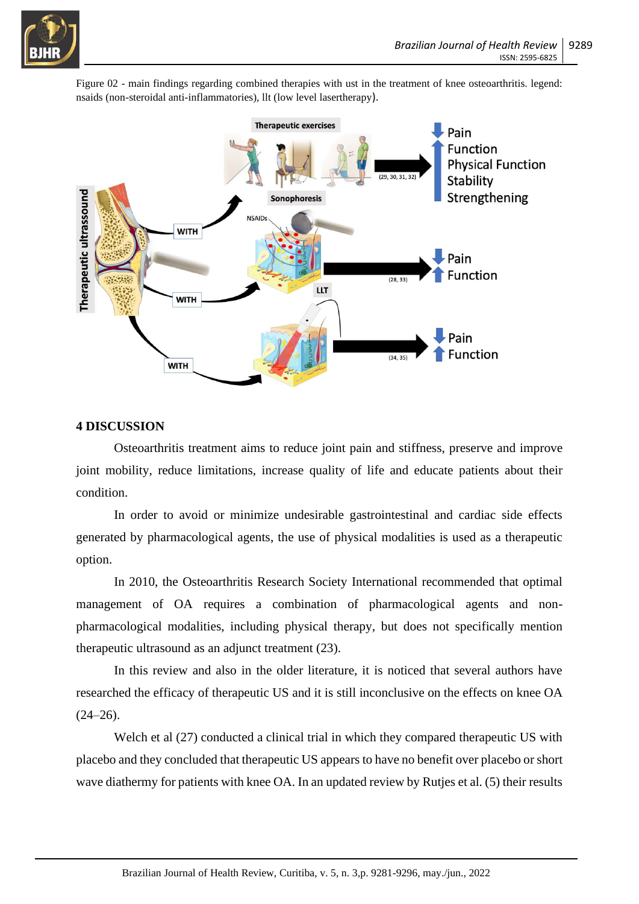Figure 02 - main findings regarding combined therapies with ust in the treatment of knee osteoarthritis. legend: nsaids (non-steroidal anti-inflammatories), llt (low level lasertherapy).

## 4 DISCUSSION

Osteoarthritis treatment aims to reduce joint pain and stiffness, preserve and improve joint mobility, reduce limitations, increase quality of life and educate patients about their condition.

In order to avoid or minimize undesirable gastrointestinal and cardiac side effects generated by pharmacological agents, the use of physical modalities is used as a therapeutic option.

In 2010, the Osteoarthritis Research Society International recommended that optimal management of OA requires a combination of pharmacological agents and non-pharmacological modalities, including physical therapy, but does not specifically mention therapeutic ultrasound as an adjunct treatment (23).

In this review and also in the older literature, it is noticed that several authors have researched the efficacy of therapeutic US and it is still inconclusive on the effects on knee OA (24–26).

Welch et al (27) conducted a clinical trial in which they compared therapeutic US with placebo and they concluded that therapeutic US appears to have no benefit over placebo or short wave diathermy for patients with knee OA. In an updated review by Rutjes et al. (5) their results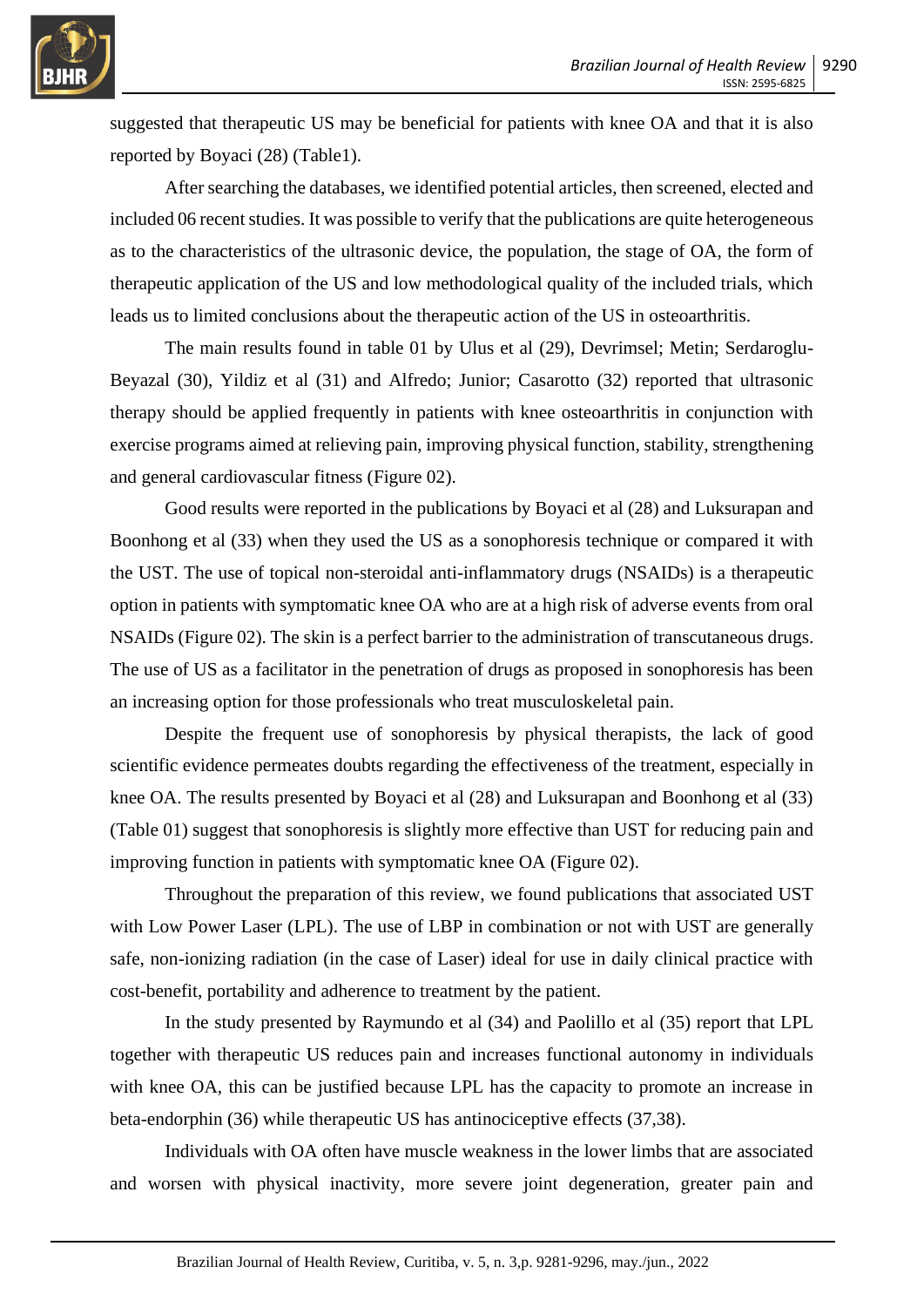suggested that therapeutic US may be beneficial for patients with knee OA and that it is also reported by Boyaci (28) (Table1).

After searching the databases, we identified potential articles, then screened, elected and included 06 recent studies. It was possible to verify that the publications are quite heterogeneous as to the characteristics of the ultrasonic device, the population, the stage of OA, the form of therapeutic application of the US and low methodological quality of the included trials, which leads us to limited conclusions about the therapeutic action of the US in osteoarthritis.

The main results found in table 01 by Ulus et al (29), Devrimsel; Metin; Serdaroglu-Beyazal (30), Yildiz et al (31) and Alfredo; Junior; Casarotto (32) reported that ultrasonic therapy should be applied frequently in patients with knee osteoarthritis in conjunction with exercise programs aimed at relieving pain, improving physical function, stability, strengthening and general cardiovascular fitness (Figure 02).

Good results were reported in the publications by Boyaci et al (28) and Luksurapan and Boonhong et al (33) when they used the US as a sonophoresis technique or compared it with the UST. The use of topical non-steroidal anti-inflammatory drugs (NSAIDs) is a therapeutic option in patients with symptomatic knee OA who are at a high risk of adverse events from oral NSAIDs (Figure 02). The skin is a perfect barrier to the administration of transcutaneous drugs. The use of US as a facilitator in the penetration of drugs as proposed in sonophoresis has been an increasing option for those professionals who treat musculoskeletal pain.

Despite the frequent use of sonophoresis by physical therapists, the lack of good scientific evidence permeates doubts regarding the effectiveness of the treatment, especially in knee OA. The results presented by Boyaci et al (28) and Luksurapan and Boonhong et al (33) (Table 01) suggest that sonophoresis is slightly more effective than UST for reducing pain and improving function in patients with symptomatic knee OA (Figure 02).

Throughout the preparation of this review, we found publications that associated UST with Low Power Laser (LPL). The use of LBP in combination or not with UST are generally safe, non-ionizing radiation (in the case of Laser) ideal for use in daily clinical practice with cost-benefit, portability and adherence to treatment by the patient.

In the study presented by Raymundo et al (34) and Paolillo et al (35) report that LPL together with therapeutic US reduces pain and increases functional autonomy in individuals with knee OA, this can be justified because LPL has the capacity to promote an increase in beta-endorphin (36) while therapeutic US has antinociceptive effects (37,38).

Individuals with OA often have muscle weakness in the lower limbs that are associated and worsen with physical inactivity, more severe joint degeneration, greater pain and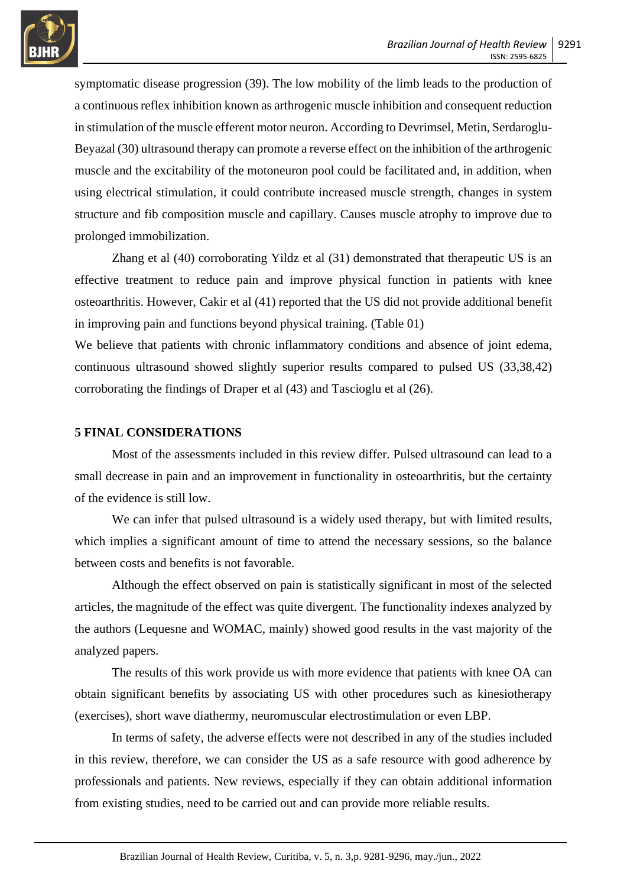symptomatic disease progression (39). The low mobility of the limb leads to the production of a continuous reflex inhibition known as arthrogenic muscle inhibition and consequent reduction in stimulation of the muscle efferent motor neuron. According to Devrimsel, Metin, Serdaroglu-Beyazal (30) ultrasound therapy can promote a reverse effect on the inhibition of the arthrogenic muscle and the excitability of the motoneuron pool could be facilitated and, in addition, when using electrical stimulation, it could contribute increased muscle strength, changes in system structure and fib composition muscle and capillary. Causes muscle atrophy to improve due to prolonged immobilization.

Zhang et al (40) corroborating Yildz et al (31) demonstrated that therapeutic US is an effective treatment to reduce pain and improve physical function in patients with knee osteoarthritis. However, Cakir et al (41) reported that the US did not provide additional benefit in improving pain and functions beyond physical training. (Table 01)

We believe that patients with chronic inflammatory conditions and absence of joint edema, continuous ultrasound showed slightly superior results compared to pulsed US (33,38,42) corroborating the findings of Draper et al (43) and Tascioglu et al (26).

## 5 FINAL CONSIDERATIONS

Most of the assessments included in this review differ. Pulsed ultrasound can lead to a small decrease in pain and an improvement in functionality in osteoarthritis, but the certainty of the evidence is still low.

We can infer that pulsed ultrasound is a widely used therapy, but with limited results, which implies a significant amount of time to attend the necessary sessions, so the balance between costs and benefits is not favorable.

Although the effect observed on pain is statistically significant in most of the selected articles, the magnitude of the effect was quite divergent. The functionality indexes analyzed by the authors (Lequesne and WOMAC, mainly) showed good results in the vast majority of the analyzed papers.

The results of this work provide us with more evidence that patients with knee OA can obtain significant benefits by associating US with other procedures such as kinesiotherapy (exercises), short wave diathermy, neuromuscular electrostimulation or even LBP.

In terms of safety, the adverse effects were not described in any of the studies included in this review, therefore, we can consider the US as a safe resource with good adherence by professionals and patients. New reviews, especially if they can obtain additional information from existing studies, need to be carried out and can provide more reliable results.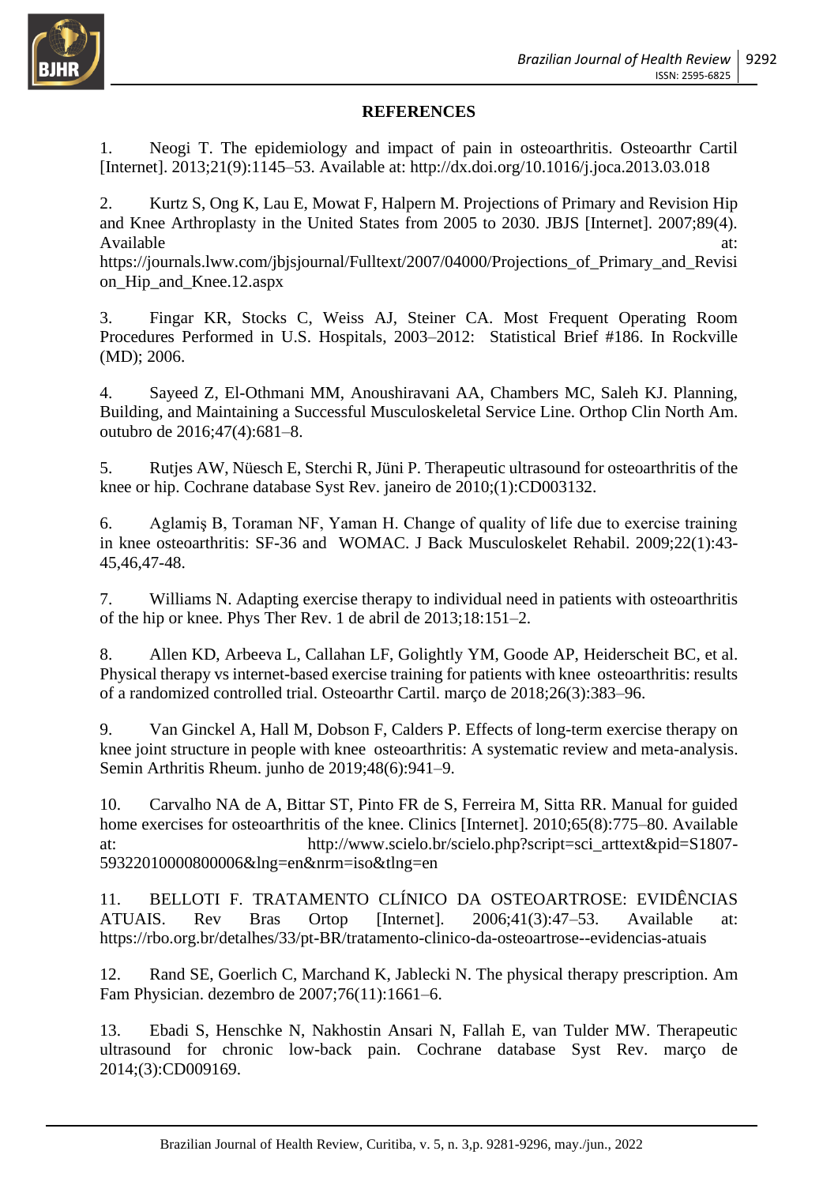**REFERENCES**

1. Neogi T. The epidemiology and impact of pain in osteoarthritis. Osteoarthr Cartil [Internet]. 2013;21(9):1145–53. Available at: http://dx.doi.org/10.1016/j.joca.2013.03.018

2. Kurtz S, Ong K, Lau E, Mowat F, Halpern M. Projections of Primary and Revision Hip and Knee Arthroplasty in the United States from 2005 to 2030. JBJS [Internet]. 2007;89(4). Available at: https://journals.lww.com/jbjsjournal/Fulltext/2007/04000/Projections_of_Primary_and_Revision_Hip_and_Knee.12.aspx

3. Fingar KR, Stocks C, Weiss AJ, Steiner CA. Most Frequent Operating Room Procedures Performed in U.S. Hospitals, 2003–2012: Statistical Brief #186. In Rockville (MD); 2006.

4. Sayeed Z, El-Othmani MM, Anoushiravani AA, Chambers MC, Saleh KJ. Planning, Building, and Maintaining a Successful Musculoskeletal Service Line. Orthop Clin North Am. outubro de 2016;47(4):681–8.

5. Rutjes AW, Nüesch E, Sterchi R, Jüni P. Therapeutic ultrasound for osteoarthritis of the knee or hip. Cochrane database Syst Rev. janeiro de 2010;(1):CD003132.

6. Aglamiş B, Toraman NF, Yaman H. Change of quality of life due to exercise training in knee osteoarthritis: SF-36 and WOMAC. J Back Musculoskelet Rehabil. 2009;22(1):43-45,46,47-48.

7. Williams N. Adapting exercise therapy to individual need in patients with osteoarthritis of the hip or knee. Phys Ther Rev. 1 de abril de 2013;18:151–2.

8. Allen KD, Arbeeva L, Callahan LF, Golightly YM, Goode AP, Heiderscheit BC, et al. Physical therapy vs internet-based exercise training for patients with knee osteoarthritis: results of a randomized controlled trial. Osteoarthr Cartil. março de 2018;26(3):383–96.

9. Van Ginckel A, Hall M, Dobson F, Calders P. Effects of long-term exercise therapy on knee joint structure in people with knee osteoarthritis: A systematic review and meta-analysis. Semin Arthritis Rheum. junho de 2019;48(6):941–9.

10. Carvalho NA de A, Bittar ST, Pinto FR de S, Ferreira M, Sitta RR. Manual for guided home exercises for osteoarthritis of the knee. Clinics [Internet]. 2010;65(8):775–80. Available at: http://www.scielo.br/scielo.php?script=sci_arttext&pid=S1807-59322010000800006&lng=en&nrm=iso&tlng=en

11. BELLOTI F. TRATAMENTO CLÍNICO DA OSTEOARTROSE: EVIDÊNCIAS ATUAIS. Rev Bras Ortop [Internet]. 2006;41(3):47–53. Available at: https://rbo.org.br/detalhes/33/pt-BR/tratamento-clinico-da-osteoartrose--evidencias-atuais

12. Rand SE, Goerlich C, Marchand K, Jablecki N. The physical therapy prescription. Am Fam Physician. dezembro de 2007;76(11):1661–6.

13. Ebadi S, Henschke N, Nakhostin Ansari N, Fallah E, van Tulder MW. Therapeutic ultrasound for chronic low-back pain. Cochrane database Syst Rev. março de 2014;(3):CD009169.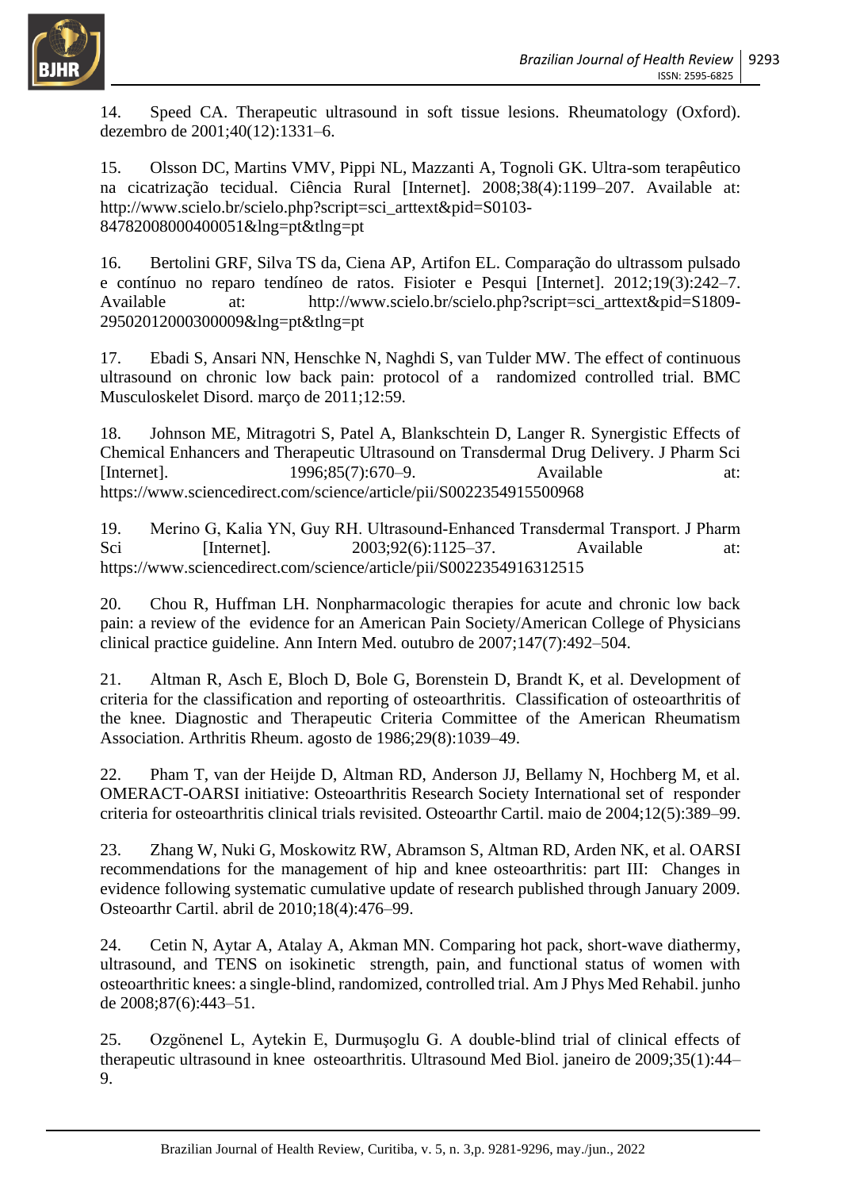14. Speed CA. Therapeutic ultrasound in soft tissue lesions. Rheumatology (Oxford). dezembro de 2001;40(12):1331–6.

15. Olsson DC, Martins VMV, Pippi NL, Mazzanti A, Tognoli GK. Ultra-som terapêutico na cicatrização tecidual. Ciência Rural [Internet]. 2008;38(4):1199–207. Available at: http://www.scielo.br/scielo.php?script=sci_arttext&pid=S0103-84782008000400051&lng=pt&tlng=pt

16. Bertolini GRF, Silva TS da, Ciena AP, Artifon EL. Comparação do ultrassom pulsado e contínuo no reparo tendíneo de ratos. Fisioter e Pesqui [Internet]. 2012;19(3):242–7. Available at: http://www.scielo.br/scielo.php?script=sci_arttext&pid=S1809-29502012000300009&lng=pt&tlng=pt

17. Ebadi S, Ansari NN, Henschke N, Naghdi S, van Tulder MW. The effect of continuous ultrasound on chronic low back pain: protocol of a randomized controlled trial. BMC Musculoskelet Disord. março de 2011;12:59.

18. Johnson ME, Mitragotri S, Patel A, Blankschtein D, Langer R. Synergistic Effects of Chemical Enhancers and Therapeutic Ultrasound on Transdermal Drug Delivery. J Pharm Sci [Internet]. 1996;85(7):670–9. Available at: https://www.sciencedirect.com/science/article/pii/S0022354915500968

19. Merino G, Kalia YN, Guy RH. Ultrasound-Enhanced Transdermal Transport. J Pharm Sci [Internet]. 2003;92(6):1125–37. Available at: https://www.sciencedirect.com/science/article/pii/S0022354916312515

20. Chou R, Huffman LH. Nonpharmacologic therapies for acute and chronic low back pain: a review of the evidence for an American Pain Society/American College of Physicians clinical practice guideline. Ann Intern Med. outubro de 2007;147(7):492–504.

21. Altman R, Asch E, Bloch D, Bole G, Borenstein D, Brandt K, et al. Development of criteria for the classification and reporting of osteoarthritis. Classification of osteoarthritis of the knee. Diagnostic and Therapeutic Criteria Committee of the American Rheumatism Association. Arthritis Rheum. agosto de 1986;29(8):1039–49.

22. Pham T, van der Heijde D, Altman RD, Anderson JJ, Bellamy N, Hochberg M, et al. OMERACT-OARSI initiative: Osteoarthritis Research Society International set of responder criteria for osteoarthritis clinical trials revisited. Osteoarthr Cartil. maio de 2004;12(5):389–99.

23. Zhang W, Nuki G, Moskowitz RW, Abramson S, Altman RD, Arden NK, et al. OARSI recommendations for the management of hip and knee osteoarthritis: part III: Changes in evidence following systematic cumulative update of research published through January 2009. Osteoarthr Cartil. abril de 2010;18(4):476–99.

24. Cetin N, Aytar A, Atalay A, Akman MN. Comparing hot pack, short-wave diathermy, ultrasound, and TENS on isokinetic strength, pain, and functional status of women with osteoarthritic knees: a single-blind, randomized, controlled trial. Am J Phys Med Rehabil. junho de 2008;87(6):443–51.

25. Ozgönenel L, Aytekin E, Durmuşoglu G. A double-blind trial of clinical effects of therapeutic ultrasound in knee osteoarthritis. Ultrasound Med Biol. janeiro de 2009;35(1):44–9.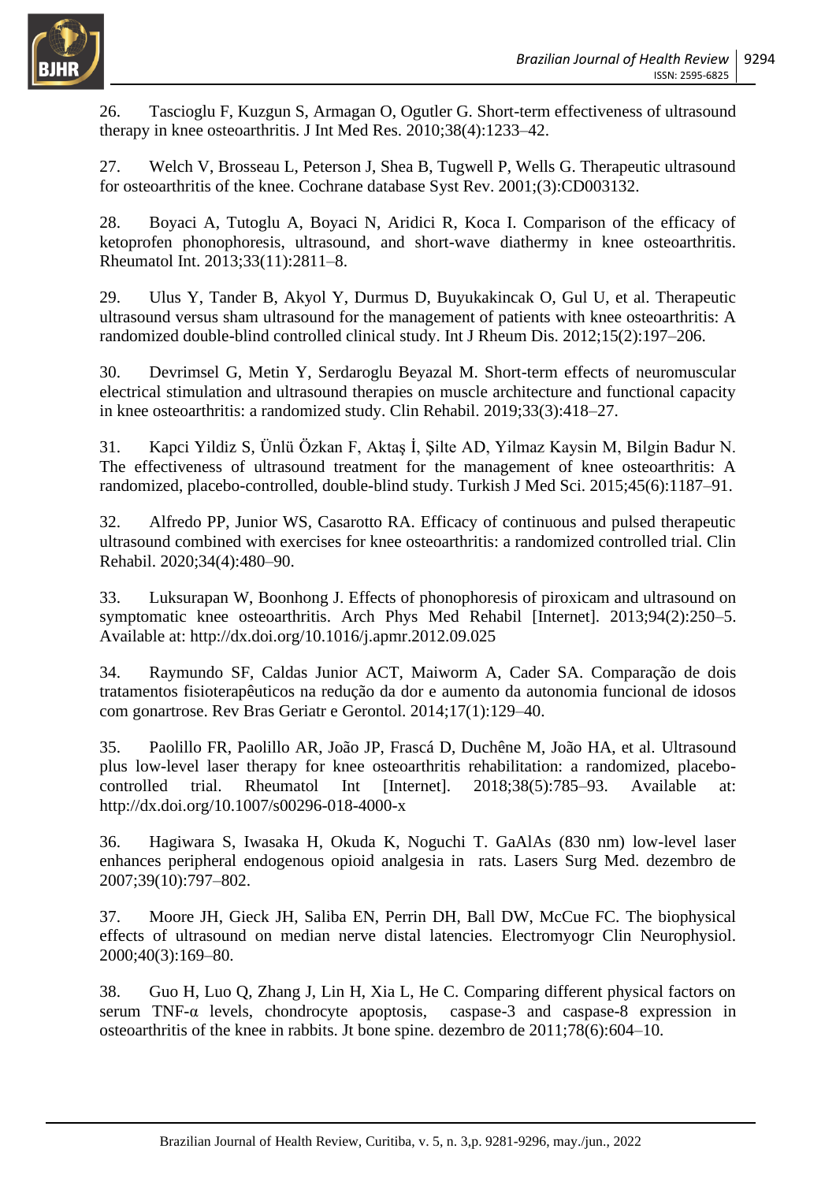26. Tascioglu F, Kuzgun S, Armagan O, Ogutler G. Short-term effectiveness of ultrasound therapy in knee osteoarthritis. J Int Med Res. 2010;38(4):1233–42.

27. Welch V, Brosseau L, Peterson J, Shea B, Tugwell P, Wells G. Therapeutic ultrasound for osteoarthritis of the knee. Cochrane database Syst Rev. 2001;(3):CD003132.

28. Boyaci A, Tutoglu A, Boyaci N, Aridici R, Koca I. Comparison of the efficacy of ketoprofen phonophoresis, ultrasound, and short-wave diathermy in knee osteoarthritis. Rheumatol Int. 2013;33(11):2811–8.

29. Ulus Y, Tander B, Akyol Y, Durmus D, Buyukakincak O, Gul U, et al. Therapeutic ultrasound versus sham ultrasound for the management of patients with knee osteoarthritis: A randomized double-blind controlled clinical study. Int J Rheum Dis. 2012;15(2):197–206.

30. Devrimsel G, Metin Y, Serdaroglu Beyazal M. Short-term effects of neuromuscular electrical stimulation and ultrasound therapies on muscle architecture and functional capacity in knee osteoarthritis: a randomized study. Clin Rehabil. 2019;33(3):418–27.

31. Kapci Yildiz S, Ünlü Özkan F, Aktaş İ, Şilte AD, Yilmaz Kaysin M, Bilgin Badur N. The effectiveness of ultrasound treatment for the management of knee osteoarthritis: A randomized, placebo-controlled, double-blind study. Turkish J Med Sci. 2015;45(6):1187–91.

32. Alfredo PP, Junior WS, Casarotto RA. Efficacy of continuous and pulsed therapeutic ultrasound combined with exercises for knee osteoarthritis: a randomized controlled trial. Clin Rehabil. 2020;34(4):480–90.

33. Luksurapan W, Boonhong J. Effects of phonophoresis of piroxicam and ultrasound on symptomatic knee osteoarthritis. Arch Phys Med Rehabil [Internet]. 2013;94(2):250–5. Available at: http://dx.doi.org/10.1016/j.apmr.2012.09.025

34. Raymundo SF, Caldas Junior ACT, Maiworm A, Cader SA. Comparação de dois tratamentos fisioterapêuticos na redução da dor e aumento da autonomia funcional de idosos com gonartrose. Rev Bras Geriatr e Gerontol. 2014;17(1):129–40.

35. Paolillo FR, Paolillo AR, João JP, Frascá D, Duchêne M, João HA, et al. Ultrasound plus low-level laser therapy for knee osteoarthritis rehabilitation: a randomized, placebo-controlled trial. Rheumatol Int [Internet]. 2018;38(5):785–93. Available at: http://dx.doi.org/10.1007/s00296-018-4000-x

36. Hagiwara S, Iwasaka H, Okuda K, Noguchi T. GaAlAs (830 nm) low-level laser enhances peripheral endogenous opioid analgesia in rats. Lasers Surg Med. dezembro de 2007;39(10):797–802.

37. Moore JH, Gieck JH, Saliba EN, Perrin DH, Ball DW, McCue FC. The biophysical effects of ultrasound on median nerve distal latencies. Electromyogr Clin Neurophysiol. 2000;40(3):169–80.

38. Guo H, Luo Q, Zhang J, Lin H, Xia L, He C. Comparing different physical factors on serum TNF-α levels, chondrocyte apoptosis, caspase-3 and caspase-8 expression in osteoarthritis of the knee in rabbits. Jt bone spine. dezembro de 2011;78(6):604–10.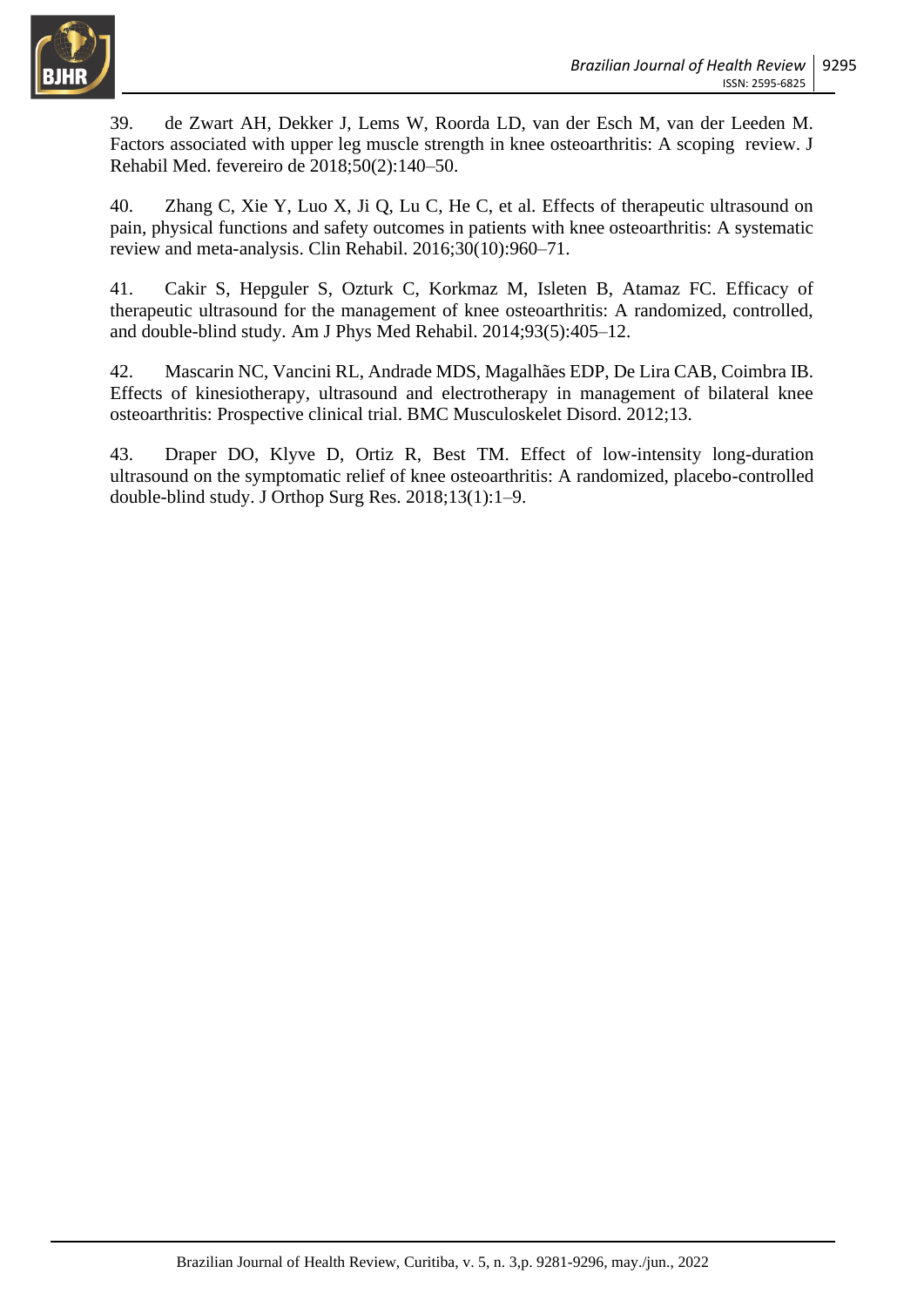39. de Zwart AH, Dekker J, Lems W, Roorda LD, van der Esch M, van der Leeden M. Factors associated with upper leg muscle strength in knee osteoarthritis: A scoping review. J Rehabil Med. fevereiro de 2018;50(2):140–50.

40. Zhang C, Xie Y, Luo X, Ji Q, Lu C, He C, et al. Effects of therapeutic ultrasound on pain, physical functions and safety outcomes in patients with knee osteoarthritis: A systematic review and meta-analysis. Clin Rehabil. 2016;30(10):960–71.

41. Cakir S, Hepguler S, Ozturk C, Korkmaz M, Isleten B, Atamaz FC. Efficacy of therapeutic ultrasound for the management of knee osteoarthritis: A randomized, controlled, and double-blind study. Am J Phys Med Rehabil. 2014;93(5):405–12.

42. Mascarin NC, Vancini RL, Andrade MDS, Magalhães EDP, De Lira CAB, Coimbra IB. Effects of kinesiotherapy, ultrasound and electrotherapy in management of bilateral knee osteoarthritis: Prospective clinical trial. BMC Musculoskelet Disord. 2012;13.

43. Draper DO, Klyve D, Ortiz R, Best TM. Effect of low-intensity long-duration ultrasound on the symptomatic relief of knee osteoarthritis: A randomized, placebo-controlled double-blind study. J Orthop Surg Res. 2018;13(1):1–9.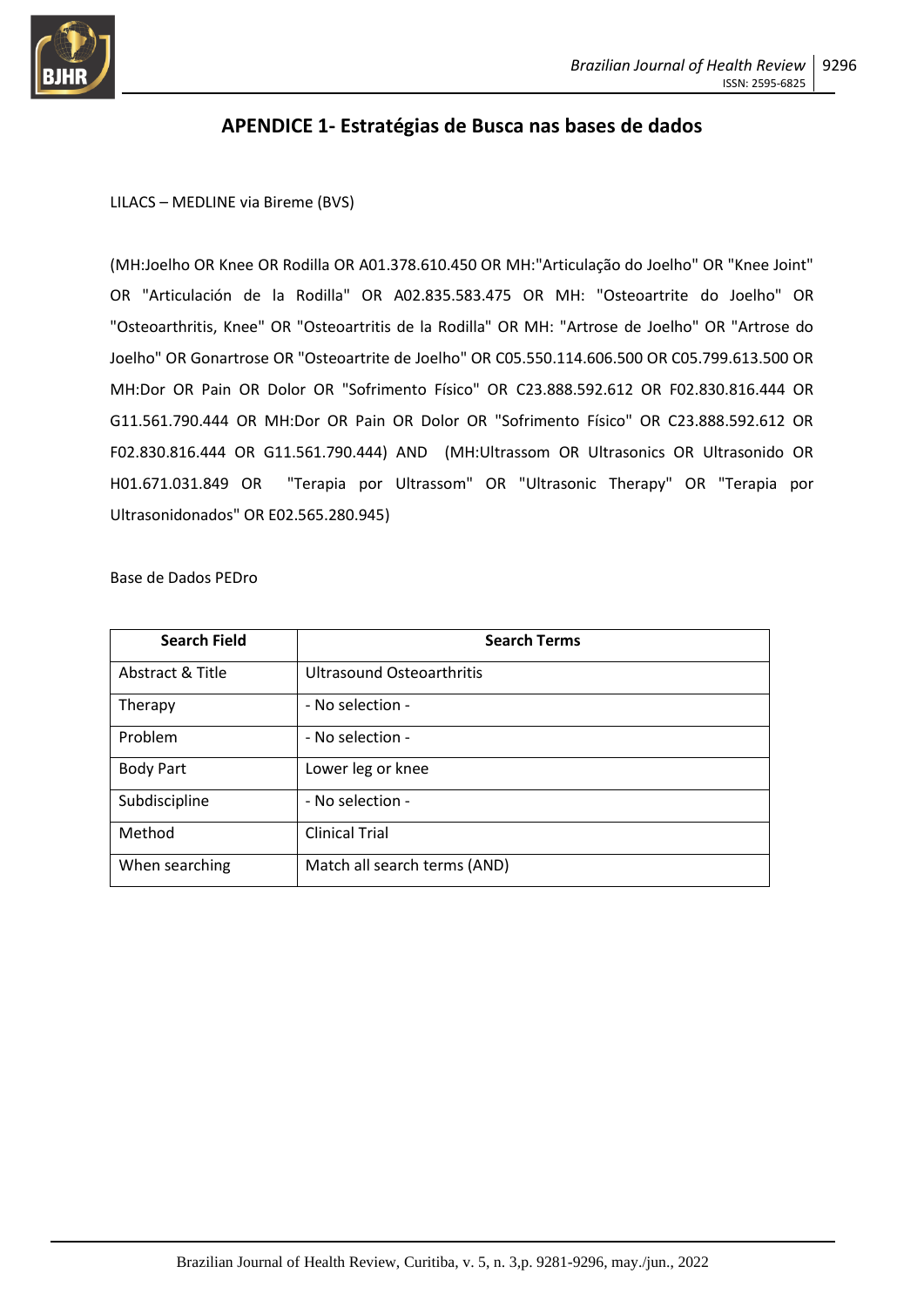## APENDICE 1- Estratégias de Busca nas bases de dados

LILACS – MEDLINE via Bireme (BVS)

(MH:Joelho OR Knee OR Rodilla OR A01.378.610.450 OR MH:"Articulação do Joelho" OR "Knee Joint" OR "Articulación de la Rodilla" OR A02.835.583.475 OR MH: "Osteoartrite do Joelho" OR "Osteoarthritis, Knee" OR "Osteoartritis de la Rodilla" OR MH: "Artrose de Joelho" OR "Artrose do Joelho" OR Gonartrose OR "Osteoartrite de Joelho" OR C05.550.114.606.500 OR C05.799.613.500 OR MH:Dor OR Pain OR Dolor OR "Sofrimento Físico" OR C23.888.592.612 OR F02.830.816.444 OR G11.561.790.444 OR MH:Dor OR Pain OR Dolor OR "Sofrimento Físico" OR C23.888.592.612 OR F02.830.816.444 OR G11.561.790.444) AND (MH:Ultrassom OR Ultrasonics OR Ultrasonido OR H01.671.031.849 OR "Terapia por Ultrassom" OR "Ultrasonic Therapy" OR "Terapia por Ultrasonidonados" OR E02.565.280.945)

Base de Dados PEDro

| Search Field | Search Terms |
|---|---|
| Abstract & Title | Ultrasound Osteoarthritis |
| Therapy | - No selection - |
| Problem | - No selection - |
| Body Part | Lower leg or knee |
| Subdiscipline | - No selection - |
| Method | Clinical Trial |
| When searching | Match all search terms (AND) |